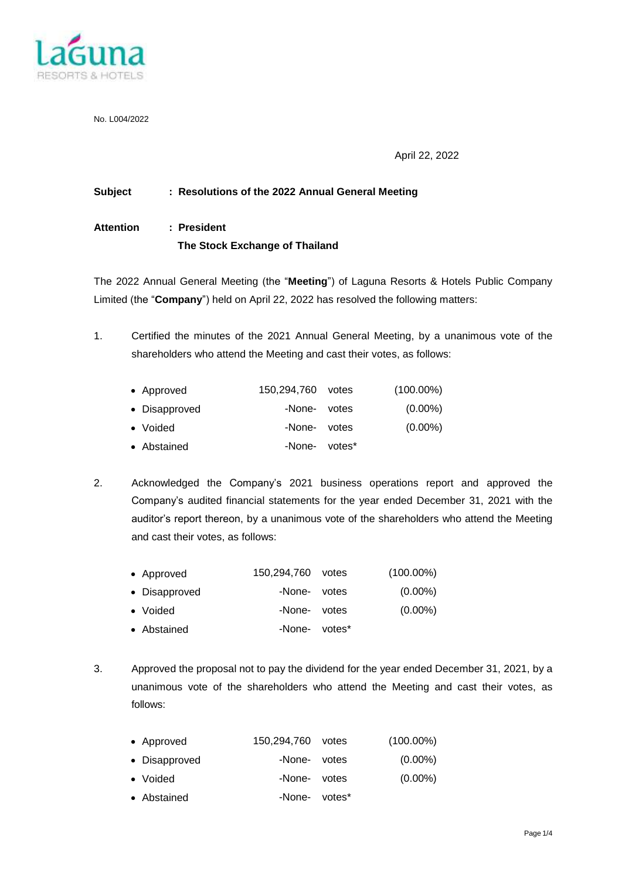No. L004/2022

April 22, 2022

**Subject : Resolutions of the 2022 Annual General Meeting**

**Attention : President**
**The Stock Exchange of Thailand**

The 2022 Annual General Meeting (the "**Meeting**") of Laguna Resorts & Hotels Public Company Limited (the "**Company**") held on April 22, 2022 has resolved the following matters:

1. Certified the minutes of the 2021 Annual General Meeting, by a unanimous vote of the shareholders who attend the Meeting and cast their votes, as follows:

| | | | |
|---|---|---|---|
| • Approved | 150,294,760 | votes | (100.00%) |
| • Disapproved | -None- | votes | (0.00%) |
| • Voided | -None- | votes | (0.00%) |
| • Abstained | -None- | votes* | |

2. Acknowledged the Company's 2021 business operations report and approved the Company's audited financial statements for the year ended December 31, 2021 with the auditor's report thereon, by a unanimous vote of the shareholders who attend the Meeting and cast their votes, as follows:

| | | | |
|---|---|---|---|
| • Approved | 150,294,760 | votes | (100.00%) |
| • Disapproved | -None- | votes | (0.00%) |
| • Voided | -None- | votes | (0.00%) |
| • Abstained | -None- | votes* | |

3. Approved the proposal not to pay the dividend for the year ended December 31, 2021, by a unanimous vote of the shareholders who attend the Meeting and cast their votes, as follows:

| | | | |
|---|---|---|---|
| • Approved | 150,294,760 | votes | (100.00%) |
| • Disapproved | -None- | votes | (0.00%) |
| • Voided | -None- | votes | (0.00%) |
| • Abstained | -None- | votes* | |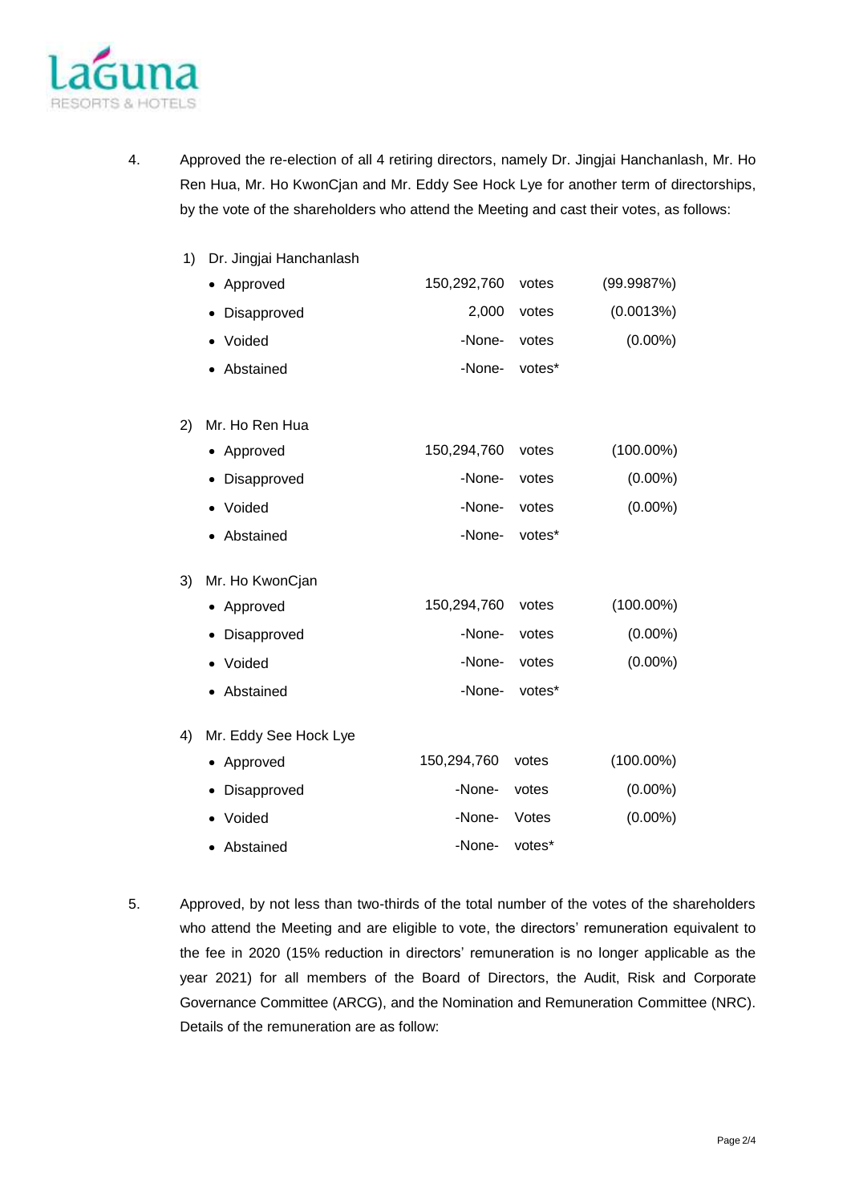4. Approved the re-election of all 4 retiring directors, namely Dr. Jingjai Hanchanlash, Mr. Ho Ren Hua, Mr. Ho KwonCjan and Mr. Eddy See Hock Lye for another term of directorships, by the vote of the shareholders who attend the Meeting and cast their votes, as follows:

   1) Dr. Jingjai Hanchanlash

   | | | | |
   |---|---|---|---|
   | • Approved | 150,292,760 | votes | (99.9987%) |
   | • Disapproved | 2,000 | votes | (0.0013%) |
   | • Voided | -None- | votes | (0.00%) |
   | • Abstained | -None- | votes* | |

   2) Mr. Ho Ren Hua

   | | | | |
   |---|---|---|---|
   | • Approved | 150,294,760 | votes | (100.00%) |
   | • Disapproved | -None- | votes | (0.00%) |
   | • Voided | -None- | votes | (0.00%) |
   | • Abstained | -None- | votes* | |

   3) Mr. Ho KwonCjan

   | | | | |
   |---|---|---|---|
   | • Approved | 150,294,760 | votes | (100.00%) |
   | • Disapproved | -None- | votes | (0.00%) |
   | • Voided | -None- | votes | (0.00%) |
   | • Abstained | -None- | votes* | |

   4) Mr. Eddy See Hock Lye

   | | | | |
   |---|---|---|---|
   | • Approved | 150,294,760 | votes | (100.00%) |
   | • Disapproved | -None- | votes | (0.00%) |
   | • Voided | -None- | Votes | (0.00%) |
   | • Abstained | -None- | votes* | |

5. Approved, by not less than two-thirds of the total number of the votes of the shareholders who attend the Meeting and are eligible to vote, the directors' remuneration equivalent to the fee in 2020 (15% reduction in directors' remuneration is no longer applicable as the year 2021) for all members of the Board of Directors, the Audit, Risk and Corporate Governance Committee (ARCG), and the Nomination and Remuneration Committee (NRC). Details of the remuneration are as follow: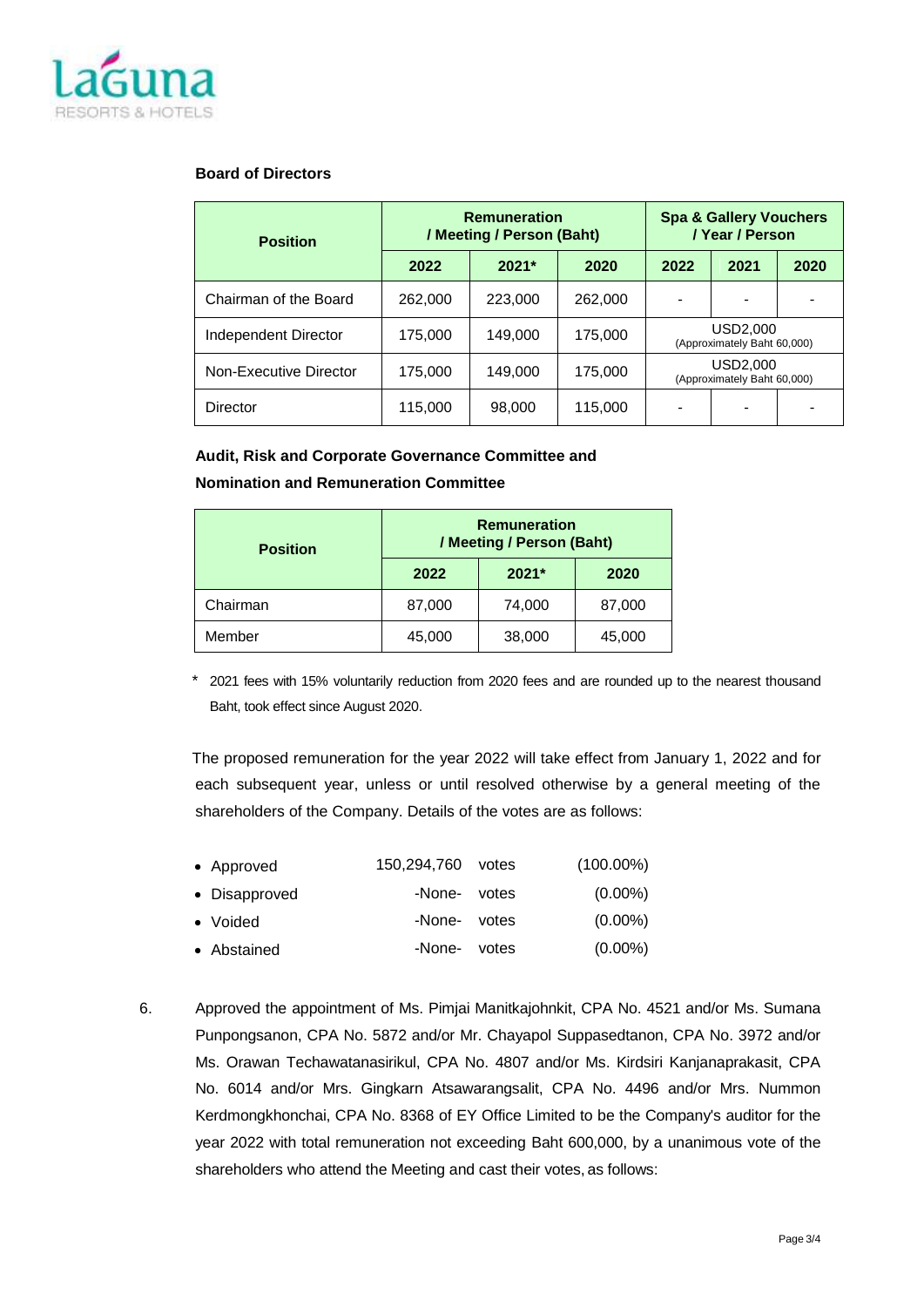**Board of Directors**

| Position | Remuneration / Meeting / Person (Baht) | | | Spa & Gallery Vouchers / Year / Person | | |
|---|---|---|---|---|---|---|
| | 2022 | 2021* | 2020 | 2022 | 2021 | 2020 |
| Chairman of the Board | 262,000 | 223,000 | 262,000 | - | - | - |
| Independent Director | 175,000 | 149,000 | 175,000 | USD2,000 (Approximately Baht 60,000) | | |
| Non-Executive Director | 175,000 | 149,000 | 175,000 | USD2,000 (Approximately Baht 60,000) | | |
| Director | 115,000 | 98,000 | 115,000 | - | - | - |

**Audit, Risk and Corporate Governance Committee and Nomination and Remuneration Committee**

| Position | Remuneration / Meeting / Person (Baht) | | |
|---|---|---|---|
| | 2022 | 2021* | 2020 |
| Chairman | 87,000 | 74,000 | 87,000 |
| Member | 45,000 | 38,000 | 45,000 |

\* 2021 fees with 15% voluntarily reduction from 2020 fees and are rounded up to the nearest thousand Baht, took effect since August 2020.

The proposed remuneration for the year 2022 will take effect from January 1, 2022 and for each subsequent year, unless or until resolved otherwise by a general meeting of the shareholders of the Company. Details of the votes are as follows:

- Approved 150,294,760 votes (100.00%)
- Disapproved -None- votes (0.00%)
- Voided -None- votes (0.00%)
- Abstained -None- votes (0.00%)

6. Approved the appointment of Ms. Pimjai Manitkajohnkit, CPA No. 4521 and/or Ms. Sumana Punpongsanon, CPA No. 5872 and/or Mr. Chayapol Suppasedtanon, CPA No. 3972 and/or Ms. Orawan Techawatanasirikul, CPA No. 4807 and/or Ms. Kirdsiri Kanjanaprakasit, CPA No. 6014 and/or Mrs. Gingkarn Atsawarangsalit, CPA No. 4496 and/or Mrs. Nummon Kerdmongkhonchai, CPA No. 8368 of EY Office Limited to be the Company's auditor for the year 2022 with total remuneration not exceeding Baht 600,000, by a unanimous vote of the shareholders who attend the Meeting and cast their votes, as follows: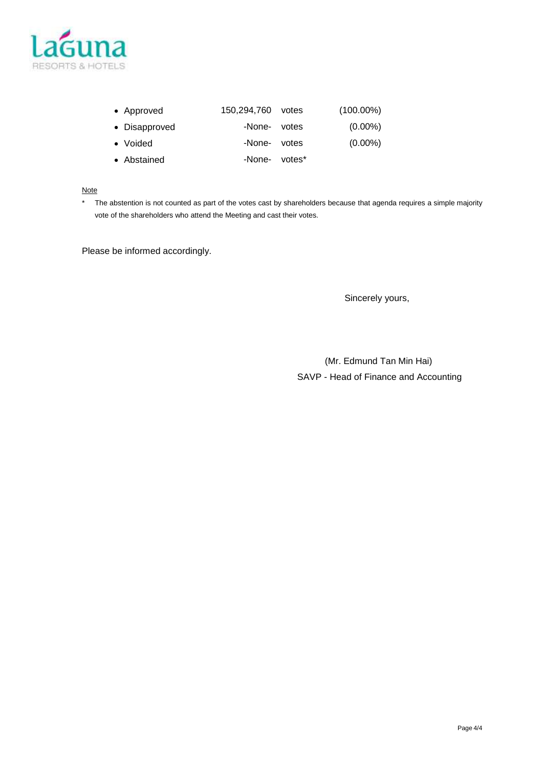- Approved 150,294,760 votes (100.00%)
- Disapproved -None- votes (0.00%)
- Voided -None- votes (0.00%)
- Abstained -None- votes*

Note

\* The abstention is not counted as part of the votes cast by shareholders because that agenda requires a simple majority vote of the shareholders who attend the Meeting and cast their votes.

Please be informed accordingly.

Sincerely yours,

(Mr. Edmund Tan Min Hai)
SAVP - Head of Finance and Accounting